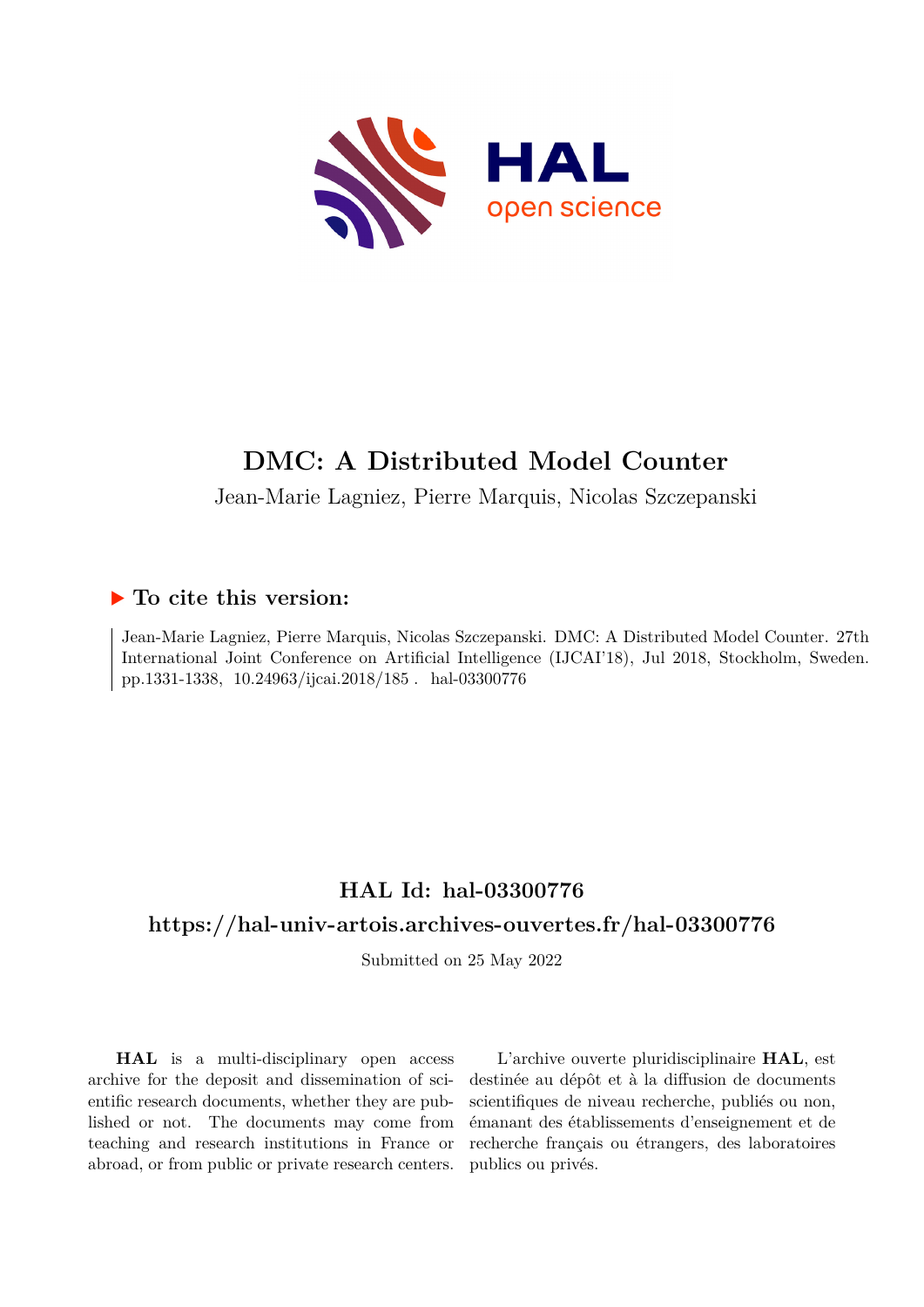# DMC: A Distributed Model Counter

Jean-Marie Lagniez, Pierre Marquis, Nicolas Szczepanski

## ▶ To cite this version:

Jean-Marie Lagniez, Pierre Marquis, Nicolas Szczepanski. DMC: A Distributed Model Counter. 27th International Joint Conference on Artificial Intelligence (IJCAI'18), Jul 2018, Stockholm, Sweden. pp.1331-1338, 10.24963/ijcai.2018/185 . hal-03300776

## HAL Id: hal-03300776

## https://hal-univ-artois.archives-ouvertes.fr/hal-03300776

Submitted on 25 May 2022

**HAL** is a multi-disciplinary open access archive for the deposit and dissemination of scientific research documents, whether they are published or not. The documents may come from teaching and research institutions in France or abroad, or from public or private research centers.

L'archive ouverte pluridisciplinaire **HAL**, est destinée au dépôt et à la diffusion de documents scientifiques de niveau recherche, publiés ou non, émanant des établissements d'enseignement et de recherche français ou étrangers, des laboratoires publics ou privés.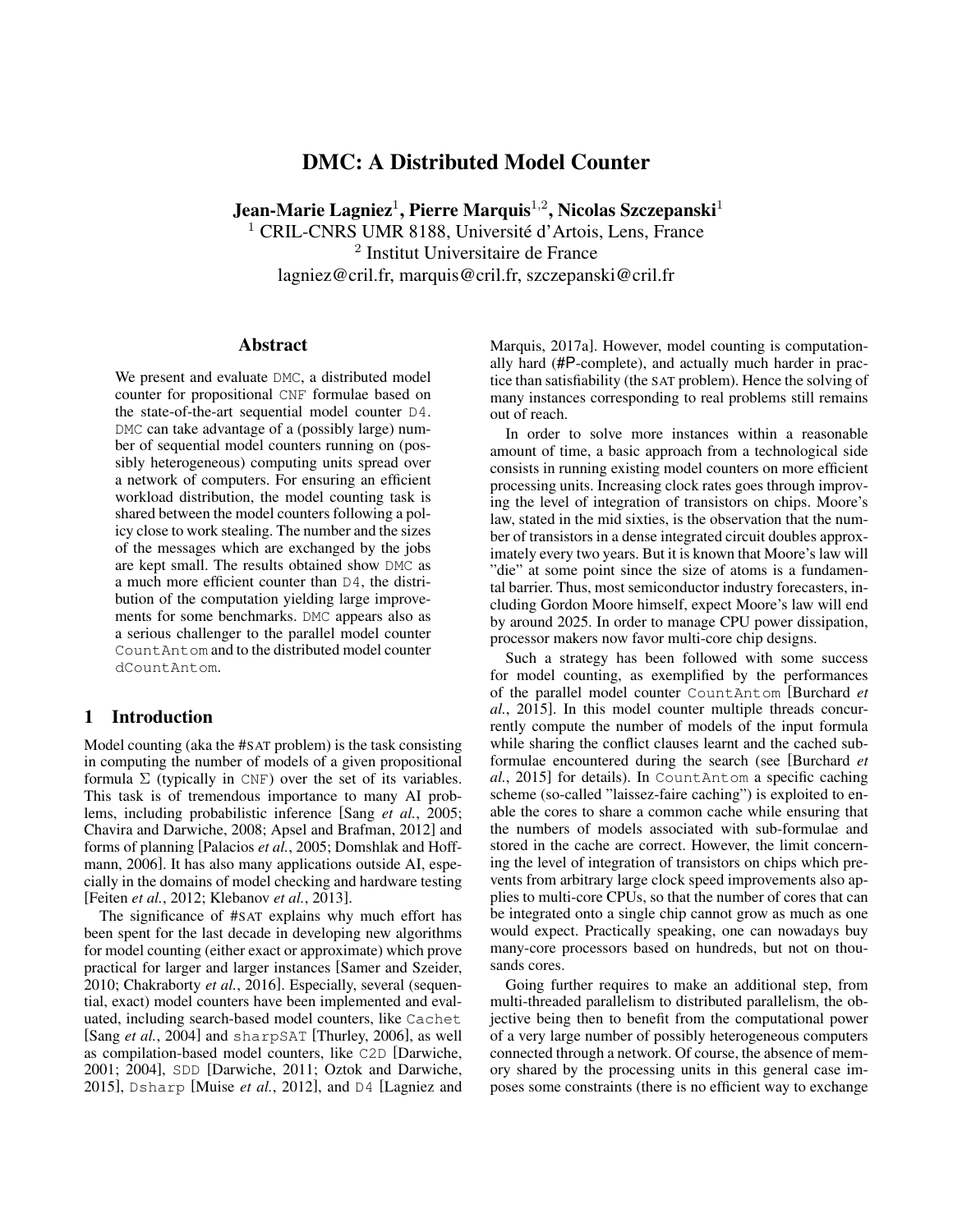# DMC: A Distributed Model Counter

**Jean-Marie Lagniez**[1], **Pierre Marquis**[1,2], **Nicolas Szczepanski**[1]

[1] CRIL-CNRS UMR 8188, Université d'Artois, Lens, France

[2] Institut Universitaire de France

lagniez@cril.fr, marquis@cril.fr, szczepanski@cril.fr

## Abstract

We present and evaluate DMC, a distributed model counter for propositional CNF formulae based on the state-of-the-art sequential model counter D4. DMC can take advantage of a (possibly large) number of sequential model counters running on (possibly heterogeneous) computing units spread over a network of computers. For ensuring an efficient workload distribution, the model counting task is shared between the model counters following a policy close to work stealing. The number and the sizes of the messages which are exchanged by the jobs are kept small. The results obtained show DMC as a much more efficient counter than D4, the distribution of the computation yielding large improvements for some benchmarks. DMC appears also as a serious challenger to the parallel model counter CountAntom and to the distributed model counter dCountAntom.

## 1 Introduction

Model counting (aka the #SAT problem) is the task consisting in computing the number of models of a given propositional formula $\Sigma$ (typically in CNF) over the set of its variables. This task is of tremendous importance to many AI problems, including probabilistic inference [Sang *et al.*, 2005; Chavira and Darwiche, 2008; Apsel and Brafman, 2012] and forms of planning [Palacios *et al.*, 2005; Domshlak and Hoffmann, 2006]. It has also many applications outside AI, especially in the domains of model checking and hardware testing [Feiten *et al.*, 2012; Klebanov *et al.*, 2013].

The significance of #SAT explains why much effort has been spent for the last decade in developing new algorithms for model counting (either exact or approximate) which prove practical for larger and larger instances [Samer and Szeider, 2010; Chakraborty *et al.*, 2016]. Especially, several (sequential, exact) model counters have been implemented and evaluated, including search-based model counters, like Cachet [Sang *et al.*, 2004] and sharpSAT [Thurley, 2006], as well as compilation-based model counters, like C2D [Darwiche, 2001; 2004], SDD [Darwiche, 2011; Oztok and Darwiche, 2015], Dsharp [Muise *et al.*, 2012], and D4 [Lagniez and Marquis, 2017a]. However, model counting is computationally hard (#P-complete), and actually much harder in practice than satisfiability (the SAT problem). Hence the solving of many instances corresponding to real problems still remains out of reach.

In order to solve more instances within a reasonable amount of time, a basic approach from a technological side consists in running existing model counters on more efficient processing units. Increasing clock rates goes through improving the level of integration of transistors on chips. Moore's law, stated in the mid sixties, is the observation that the number of transistors in a dense integrated circuit doubles approximately every two years. But it is known that Moore's law will "die" at some point since the size of atoms is a fundamental barrier. Thus, most semiconductor industry forecasters, including Gordon Moore himself, expect Moore's law will end by around 2025. In order to manage CPU power dissipation, processor makers now favor multi-core chip designs.

Such a strategy has been followed with some success for model counting, as exemplified by the performances of the parallel model counter CountAntom [Burchard *et al.*, 2015]. In this model counter multiple threads concurrently compute the number of models of the input formula while sharing the conflict clauses learnt and the cached subformulae encountered during the search (see [Burchard *et al.*, 2015] for details). In CountAntom a specific caching scheme (so-called "laissez-faire caching") is exploited to enable the cores to share a common cache while ensuring that the numbers of models associated with sub-formulae and stored in the cache are correct. However, the limit concerning the level of integration of transistors on chips which prevents from arbitrary large clock speed improvements also applies to multi-core CPUs, so that the number of cores that can be integrated onto a single chip cannot grow as much as one would expect. Practically speaking, one can nowadays buy many-core processors based on hundreds, but not on thousands cores.

Going further requires to make an additional step, from multi-threaded parallelism to distributed parallelism, the objective being then to benefit from the computational power of a very large number of possibly heterogeneous computers connected through a network. Of course, the absence of memory shared by the processing units in this general case imposes some constraints (there is no efficient way to exchange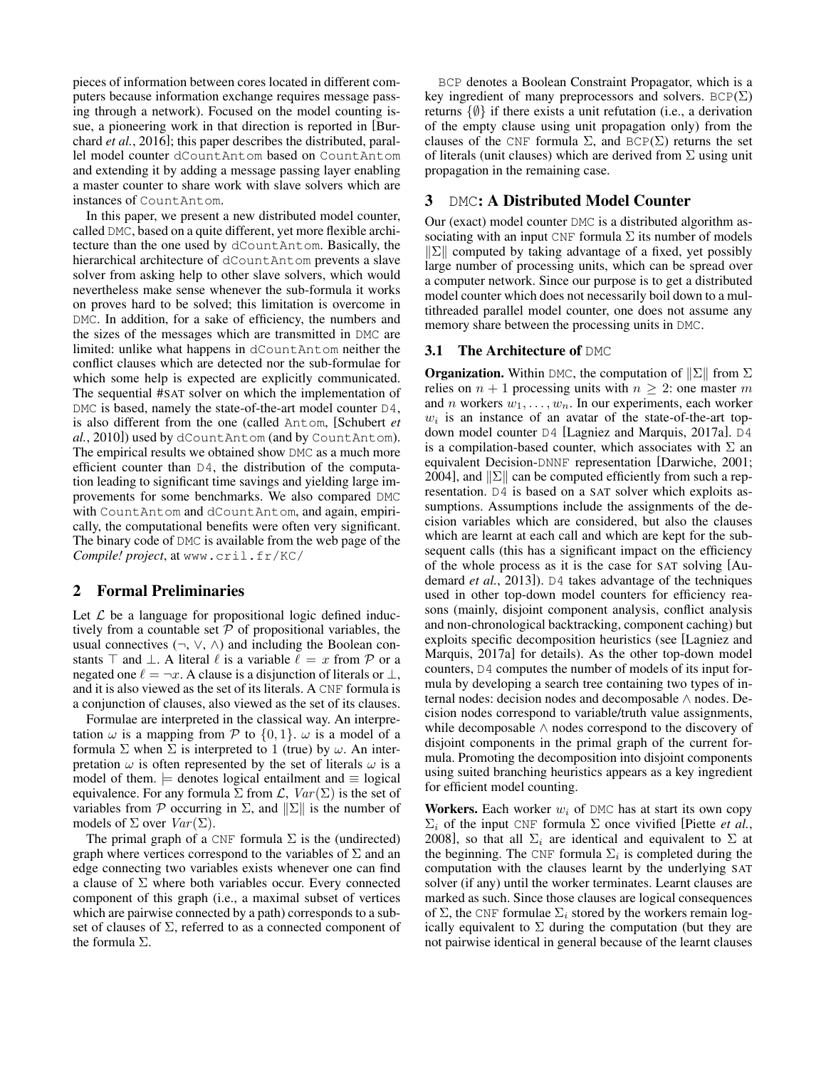pieces of information between cores located in different computers because information exchange requires message passing through a network). Focused on the model counting issue, a pioneering work in that direction is reported in [Burchard *et al.*, 2016]; this paper describes the distributed, parallel model counter dCountAntom based on CountAntom and extending it by adding a message passing layer enabling a master counter to share work with slave solvers which are instances of CountAntom.

In this paper, we present a new distributed model counter, called DMC, based on a quite different, yet more flexible architecture than the one used by dCountAntom. Basically, the hierarchical architecture of dCountAntom prevents a slave solver from asking help to other slave solvers, which would nevertheless make sense whenever the sub-formula it works on proves hard to be solved; this limitation is overcome in DMC. In addition, for a sake of efficiency, the numbers and the sizes of the messages which are transmitted in DMC are limited: unlike what happens in dCountAntom neither the conflict clauses which are detected nor the sub-formulae for which some help is expected are explicitly communicated. The sequential #SAT solver on which the implementation of DMC is based, namely the state-of-the-art model counter D4, is also different from the one (called Antom, [Schubert *et al.*, 2010]) used by dCountAntom (and by CountAntom). The empirical results we obtained show DMC as a much more efficient counter than D4, the distribution of the computation leading to significant time savings and yielding large improvements for some benchmarks. We also compared DMC with CountAntom and dCountAntom, and again, empirically, the computational benefits were often very significant. The binary code of DMC is available from the web page of the *Compile! project*, at www.cril.fr/KC/

## 2 Formal Preliminaries

Let $\mathcal{L}$ be a language for propositional logic defined inductively from a countable set $\mathcal{P}$ of propositional variables, the usual connectives ($\neg$, $\vee$, $\wedge$) and including the Boolean constants $\top$ and $\bot$. A literal $\ell$ is a variable $\ell = x$ from $\mathcal{P}$ or a negated one $\ell = \neg x$. A clause is a disjunction of literals or $\bot$, and it is also viewed as the set of its literals. A CNF formula is a conjunction of clauses, also viewed as the set of its clauses.

Formulae are interpreted in the classical way. An interpretation $\omega$ is a mapping from $\mathcal{P}$ to $\{0, 1\}$. $\omega$ is a model of a formula $\Sigma$ when $\Sigma$ is interpreted to 1 (true) by $\omega$. An interpretation $\omega$ is often represented by the set of literals $\omega$ is a model of them. $\models$ denotes logical entailment and $\equiv$ logical equivalence. For any formula $\Sigma$ from $\mathcal{L}$, $Var(\Sigma)$ is the set of variables from $\mathcal{P}$ occurring in $\Sigma$, and $\|\Sigma\|$ is the number of models of $\Sigma$ over $Var(\Sigma)$.

The primal graph of a CNF formula $\Sigma$ is the (undirected) graph where vertices correspond to the variables of $\Sigma$ and an edge connecting two variables exists whenever one can find a clause of $\Sigma$ where both variables occur. Every connected component of this graph (i.e., a maximal subset of vertices which are pairwise connected by a path) corresponds to a subset of clauses of $\Sigma$, referred to as a connected component of the formula $\Sigma$.

BCP denotes a Boolean Constraint Propagator, which is a key ingredient of many preprocessors and solvers. BCP($\Sigma$) returns $\{\emptyset\}$ if there exists a unit refutation (i.e., a derivation of the empty clause using unit propagation only) from the clauses of the CNF formula $\Sigma$, and BCP($\Sigma$) returns the set of literals (unit clauses) which are derived from $\Sigma$ using unit propagation in the remaining case.

## 3 DMC: A Distributed Model Counter

Our (exact) model counter DMC is a distributed algorithm associating with an input CNF formula $\Sigma$ its number of models $\|\Sigma\|$ computed by taking advantage of a fixed, yet possibly large number of processing units, which can be spread over a computer network. Since our purpose is to get a distributed model counter which does not necessarily boil down to a multithreaded parallel model counter, one does not assume any memory share between the processing units in DMC.

### 3.1 The Architecture of DMC

**Organization.** Within DMC, the computation of $\|\Sigma\|$ from $\Sigma$ relies on $n + 1$ processing units with $n \geq 2$: one master $m$ and $n$ workers $w_1, \ldots, w_n$. In our experiments, each worker $w_i$ is an instance of an avatar of the state-of-the-art top-down model counter D4 [Lagniez and Marquis, 2017a]. D4 is a compilation-based counter, which associates with $\Sigma$ an equivalent Decision-DNNF representation [Darwiche, 2001; 2004], and $\|\Sigma\|$ can be computed efficiently from such a representation. D4 is based on a SAT solver which exploits assumptions. Assumptions include the assignments of the decision variables which are considered, but also the clauses which are learnt at each call and which are kept for the subsequent calls (this has a significant impact on the efficiency of the whole process as it is the case for SAT solving [Audemard *et al.*, 2013]). D4 takes advantage of the techniques used in other top-down model counters for efficiency reasons (mainly, disjoint component analysis, conflict analysis and non-chronological backtracking, component caching) but exploits specific decomposition heuristics (see [Lagniez and Marquis, 2017a] for details). As the other top-down model counters, D4 computes the number of models of its input formula by developing a search tree containing two types of internal nodes: decision nodes and decomposable $\wedge$ nodes. Decision nodes correspond to variable/truth value assignments, while decomposable $\wedge$ nodes correspond to the discovery of disjoint components in the primal graph of the current formula. Promoting the decomposition into disjoint components using suited branching heuristics appears as a key ingredient for efficient model counting.

**Workers.** Each worker $w_i$ of DMC has at start its own copy $\Sigma_i$ of the input CNF formula $\Sigma$ once vivified [Piette *et al.*, 2008], so that all $\Sigma_i$ are identical and equivalent to $\Sigma$ at the beginning. The CNF formula $\Sigma_i$ is completed during the computation with the clauses learnt by the underlying SAT solver (if any) until the worker terminates. Learnt clauses are marked as such. Since those clauses are logical consequences of $\Sigma$, the CNF formulae $\Sigma_i$ stored by the workers remain logically equivalent to $\Sigma$ during the computation (but they are not pairwise identical in general because of the learnt clauses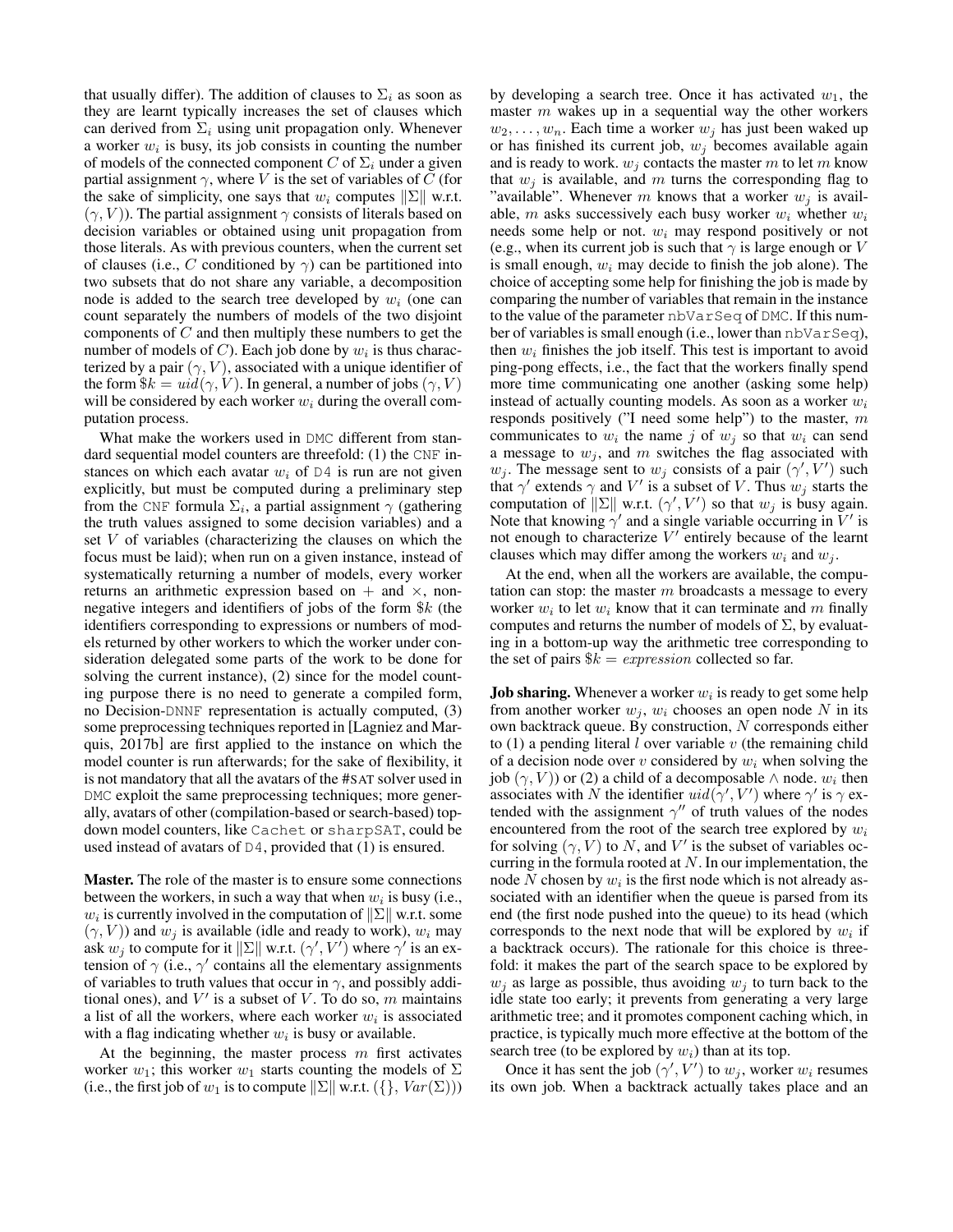that usually differ). The addition of clauses to $\Sigma_i$ as soon as they are learnt typically increases the set of clauses which can derived from $\Sigma_i$ using unit propagation only. Whenever a worker $w_i$ is busy, its job consists in counting the number of models of the connected component $C$ of $\Sigma_i$ under a given partial assignment $\gamma$, where $V$ is the set of variables of $C$ (for the sake of simplicity, one says that $w_i$ computes $\|\Sigma\|$ w.r.t. $(\gamma, V)$). The partial assignment $\gamma$ consists of literals based on decision variables or obtained using unit propagation from those literals. As with previous counters, when the current set of clauses (i.e., $C$ conditioned by $\gamma$) can be partitioned into two subsets that do not share any variable, a decomposition node is added to the search tree developed by $w_i$ (one can count separately the numbers of models of the two disjoint components of $C$ and then multiply these numbers to get the number of models of $C$). Each job done by $w_i$ is thus characterized by a pair $(\gamma, V)$, associated with a unique identifier of the form $\$k = uid(\gamma, V)$. In general, a number of jobs $(\gamma, V)$ will be considered by each worker $w_i$ during the overall computation process.

What make the workers used in DMC different from standard sequential model counters are threefold: (1) the CNF instances on which each avatar $w_i$ of D4 is run are not given explicitly, but must be computed during a preliminary step from the CNF formula $\Sigma_i$, a partial assignment $\gamma$ (gathering the truth values assigned to some decision variables) and a set $V$ of variables (characterizing the clauses on which the focus must be laid); when run on a given instance, instead of systematically returning a number of models, every worker returns an arithmetic expression based on $+$ and $\times$, nonnegative integers and identifiers of jobs of the form $\$k$ (the identifiers corresponding to expressions or numbers of models returned by other workers to which the worker under consideration delegated some parts of the work to be done for solving the current instance), (2) since for the model counting purpose there is no need to generate a compiled form, no Decision-DNNF representation is actually computed, (3) some preprocessing techniques reported in [Lagniez and Marquis, 2017b] are first applied to the instance on which the model counter is run afterwards; for the sake of flexibility, it is not mandatory that all the avatars of the #SAT solver used in DMC exploit the same preprocessing techniques; more generally, avatars of other (compilation-based or search-based) top-down model counters, like Cachet or sharpSAT, could be used instead of avatars of D4, provided that (1) is ensured.

**Master.** The role of the master is to ensure some connections between the workers, in such a way that when $w_i$ is busy (i.e., $w_i$ is currently involved in the computation of $\|\Sigma\|$ w.r.t. some $(\gamma, V)$) and $w_j$ is available (idle and ready to work), $w_i$ may ask $w_j$ to compute for it $\|\Sigma\|$ w.r.t. $(\gamma', V')$ where $\gamma'$ is an extension of $\gamma$ (i.e., $\gamma'$ contains all the elementary assignments of variables to truth values that occur in $\gamma$, and possibly additional ones), and $V'$ is a subset of $V$. To do so, $m$ maintains a list of all the workers, where each worker $w_i$ is associated with a flag indicating whether $w_i$ is busy or available.

At the beginning, the master process $m$ first activates worker $w_1$; this worker $w_1$ starts counting the models of $\Sigma$ (i.e., the first job of $w_1$ is to compute $\|\Sigma\|$ w.r.t. $(\{\}, Var(\Sigma))$) by developing a search tree. Once it has activated $w_1$, the master $m$ wakes up in a sequential way the other workers $w_2, \ldots, w_n$. Each time a worker $w_j$ has just been waked up or has finished its current job, $w_j$ becomes available again and is ready to work. $w_j$ contacts the master $m$ to let $m$ know that $w_j$ is available, and $m$ turns the corresponding flag to "available". Whenever $m$ knows that a worker $w_j$ is available, $m$ asks successively each busy worker $w_i$ whether $w_i$ needs some help or not. $w_i$ may respond positively or not (e.g., when its current job is such that $\gamma$ is large enough or $V$ is small enough, $w_i$ may decide to finish the job alone). The choice of accepting some help for finishing the job is made by comparing the number of variables that remain in the instance to the value of the parameter nbVarSeq of DMC. If this number of variables is small enough (i.e., lower than nbVarSeq), then $w_i$ finishes the job itself. This test is important to avoid ping-pong effects, i.e., the fact that the workers finally spend more time communicating one another (asking some help) instead of actually counting models. As soon as a worker $w_i$ responds positively ("I need some help") to the master, $m$ communicates to $w_i$ the name $j$ of $w_j$ so that $w_i$ can send a message to $w_j$, and $m$ switches the flag associated with $w_j$. The message sent to $w_j$ consists of a pair $(\gamma', V')$ such that $\gamma'$ extends $\gamma$ and $V'$ is a subset of $V$. Thus $w_j$ starts the computation of $\|\Sigma\|$ w.r.t. $(\gamma', V')$ so that $w_j$ is busy again. Note that knowing $\gamma'$ and a single variable occurring in $V'$ is not enough to characterize $V'$ entirely because of the learnt clauses which may differ among the workers $w_i$ and $w_j$.

At the end, when all the workers are available, the computation can stop: the master $m$ broadcasts a message to every worker $w_i$ to let $w_i$ know that it can terminate and $m$ finally computes and returns the number of models of $\Sigma$, by evaluating in a bottom-up way the arithmetic tree corresponding to the set of pairs $\$k = expression$ collected so far.

**Job sharing.** Whenever a worker $w_i$ is ready to get some help from another worker $w_j$, $w_i$ chooses an open node $N$ in its own backtrack queue. By construction, $N$ corresponds either to (1) a pending literal $l$ over variable $v$ (the remaining child of a decision node over $v$ considered by $w_i$ when solving the job $(\gamma, V)$) or (2) a child of a decomposable $\wedge$ node. $w_i$ then associates with $N$ the identifier $uid(\gamma', V')$ where $\gamma'$ is $\gamma$ extended with the assignment $\gamma''$ of truth values of the nodes encountered from the root of the search tree explored by $w_i$ for solving $(\gamma, V)$ to $N$, and $V'$ is the subset of variables occurring in the formula rooted at $N$. In our implementation, the node $N$ chosen by $w_i$ is the first node which is not already associated with an identifier when the queue is parsed from its end (the first node pushed into the queue) to its head (which corresponds to the next node that will be explored by $w_i$ if a backtrack occurs). The rationale for this choice is threefold: it makes the part of the search space to be explored by $w_j$ as large as possible, thus avoiding $w_j$ to turn back to the idle state too early; it prevents from generating a very large arithmetic tree; and it promotes component caching which, in practice, is typically much more effective at the bottom of the search tree (to be explored by $w_i$) than at its top.

Once it has sent the job $(\gamma', V')$ to $w_j$, worker $w_i$ resumes its own job. When a backtrack actually takes place and an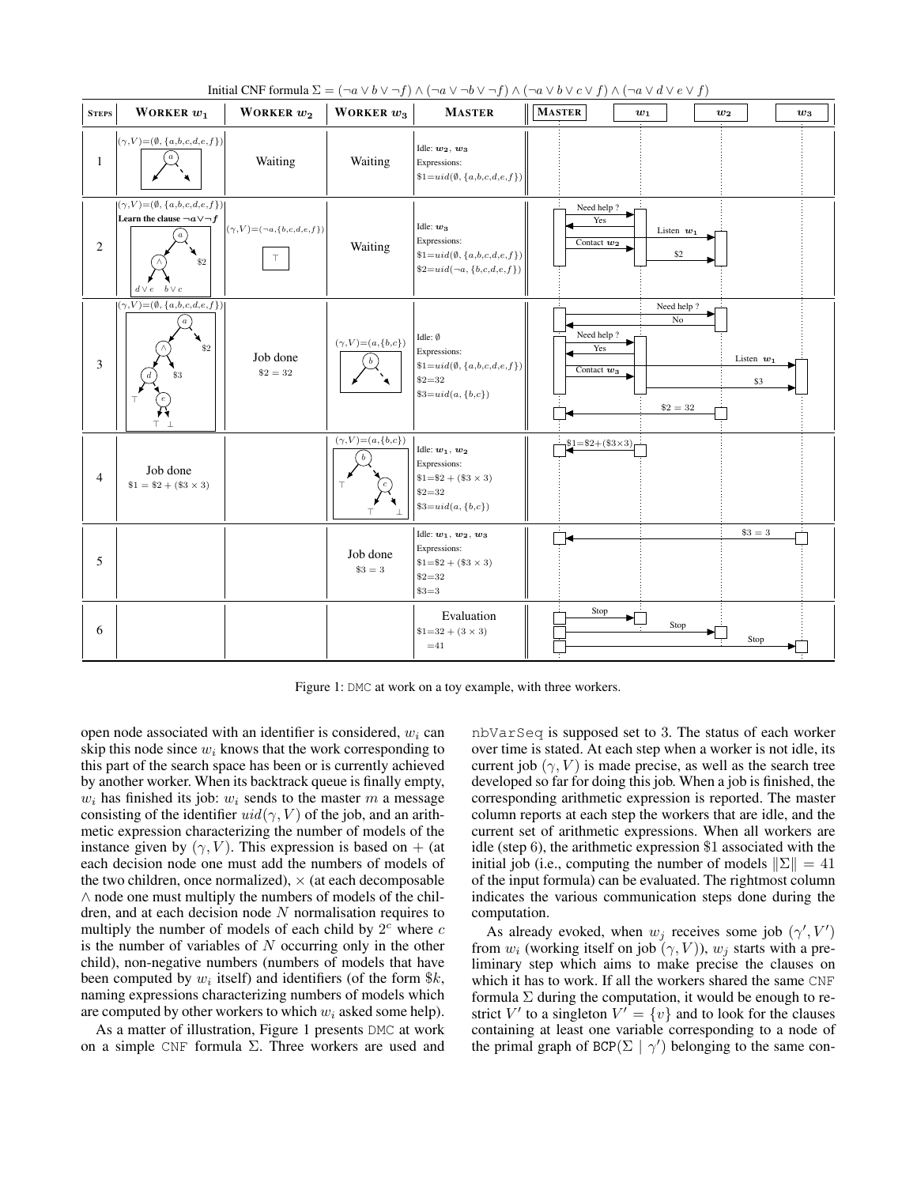Initial CNF formula $\Sigma = (\neg a \vee b \vee \neg f) \wedge (\neg a \vee \neg b \vee \neg f) \wedge (\neg a \vee b \vee c \vee f) \wedge (\neg a \vee d \vee e \vee f)$

| STEPS | WORKER $w_1$ | WORKER $w_2$ | WORKER $w_3$ | MASTER |
|---|---|---|---|---|
| 1 | $(\gamma, V) = (\emptyset, \{a,b,c,d,e,f\})$ | Waiting | Waiting | Idle: $w_2$, $w_3$ Expressions: $\$1 = uid(\emptyset, \{a,b,c,d,e,f\})$ |
| 2 | $(\gamma, V) = (\emptyset, \{a,b,c,d,e,f\})$ **Learn the clause $\neg a \vee \neg f$** | $(\gamma, V) = (\neg a, \{b,c,d,e,f\})$ $\top$ | Waiting | Idle: $w_3$ Expressions: $\$1 = uid(\emptyset, \{a,b,c,d,e,f\})$ $\$2 = uid(\neg a, \{b,c,d,e,f\})$ |
| 3 | $(\gamma, V) = (\emptyset, \{a,b,c,d,e,f\})$ | Job done $\$2 = 32$ | $(\gamma, V) = (a, \{b,c\})$ | Idle: $\emptyset$ Expressions: $\$1 = uid(\emptyset, \{a,b,c,d,e,f\})$ $\$2 = 32$ $\$3 = uid(a, \{b,c\})$ |
| 4 | Job done $\$1 = \$2 + (\$3 \times 3)$ | | $(\gamma, V) = (a, \{b,c\})$ | Idle: $w_1$, $w_2$ Expressions: $\$1 = \$2 + (\$3 \times 3)$ $\$2 = 32$ $\$3 = uid(a, \{b,c\})$ |
| 5 | | | Job done $\$3 = 3$ | Idle: $w_1$, $w_2$, $w_3$ Expressions: $\$1 = \$2 + (\$3 \times 3)$ $\$2 = 32$ $\$3 = 3$ |
| 6 | | | | Evaluation $\$1 = 32 + (3 \times 3)$ $= 41$ |

Figure 1: DMC at work on a toy example, with three workers.

open node associated with an identifier is considered, $w_i$ can skip this node since $w_i$ knows that the work corresponding to this part of the search space has been or is currently achieved by another worker. When its backtrack queue is finally empty, $w_i$ has finished its job: $w_i$ sends to the master $m$ a message consisting of the identifier $uid(\gamma, V)$ of the job, and an arithmetic expression characterizing the number of models of the instance given by $(\gamma, V)$. This expression is based on $+$ (at each decision node one must add the numbers of models of the two children, once normalized), $\times$ (at each decomposable $\wedge$ node one must multiply the numbers of models of the children, and at each decision node $N$ normalisation requires to multiply the number of models of each child by $2^c$ where $c$ is the number of variables of $N$ occurring only in the other child), non-negative numbers (numbers of models that have been computed by $w_i$ itself) and identifiers (of the form $\$k$, naming expressions characterizing numbers of models which are computed by other workers to which $w_i$ asked some help).

As a matter of illustration, Figure 1 presents DMC at work on a simple CNF formula $\Sigma$. Three workers are used and nbVarSeq is supposed set to 3. The status of each worker over time is stated. At each step when a worker is not idle, its current job $(\gamma, V)$ is made precise, as well as the search tree developed so far for doing this job. When a job is finished, the corresponding arithmetic expression is reported. The master column reports at each step the workers that are idle, and the current set of arithmetic expressions. When all workers are idle (step 6), the arithmetic expression $\$1$ associated with the initial job (i.e., computing the number of models $\|\Sigma\| = 41$ of the input formula) can be evaluated. The rightmost column indicates the various communication steps done during the computation.

As already evoked, when $w_j$ receives some job $(\gamma', V')$ from $w_i$ (working itself on job $(\gamma, V)$), $w_j$ starts with a preliminary step which aims to make precise the clauses on which it has to work. If all the workers shared the same CNF formula $\Sigma$ during the computation, it would be enough to restrict $V'$ to a singleton $V' = \{v\}$ and to look for the clauses containing at least one variable corresponding to a node of the primal graph of $\texttt{BCP}(\Sigma \mid \gamma')$ belonging to the same con-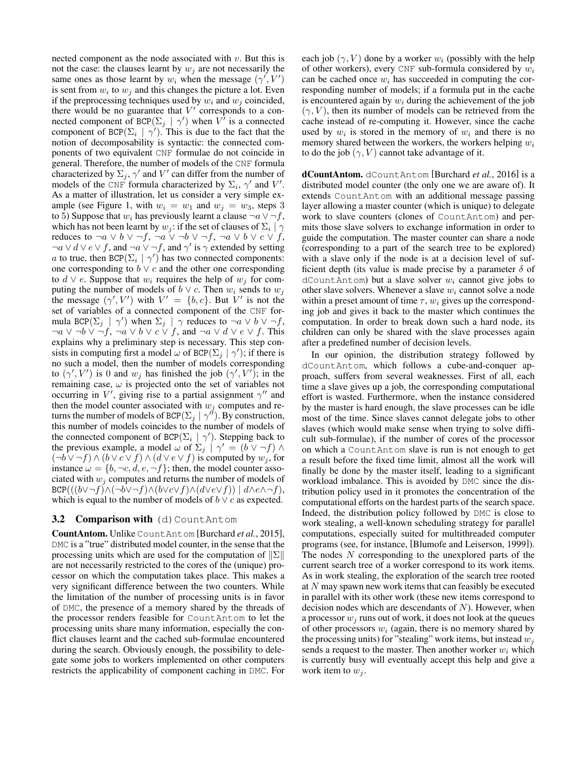nected component as the node associated with $v$. But this is not the case: the clauses learnt by $w_j$ are not necessarily the same ones as those learnt by $w_i$ when the message $(\gamma', V')$ is sent from $w_i$ to $w_j$ and this changes the picture a lot. Even if the preprocessing techniques used by $w_i$ and $w_j$ coincided, there would be no guarantee that $V'$ corresponds to a connected component of $\texttt{BCP}(\Sigma_j \mid \gamma')$ when $V'$ is a connected component of $\texttt{BCP}(\Sigma_i \mid \gamma')$. This is due to the fact that the notion of decomposability is syntactic: the connected components of two equivalent CNF formulae do not coincide in general. Therefore, the number of models of the CNF formula characterized by $\Sigma_j$, $\gamma'$ and $V'$ can differ from the number of models of the CNF formula characterized by $\Sigma_i$, $\gamma'$ and $V'$. As a matter of illustration, let us consider a very simple example (see Figure 1, with $w_i = w_1$ and $w_j = w_3$, steps 3 to 5) Suppose that $w_i$ has previously learnt a clause $\neg a \vee \neg f$, which has not been learnt by $w_j$: if the set of clauses of $\Sigma_i \mid \gamma$ reduces to $\neg a \vee b \vee \neg f$, $\neg a \vee \neg b \vee \neg f$, $\neg a \vee b \vee c \vee f$, $\neg a \vee d \vee e \vee f$, and $\neg a \vee \neg f$, and $\gamma'$ is $\gamma$ extended by setting $a$ to true, then $\texttt{BCP}(\Sigma_i \mid \gamma')$ has two connected components: one corresponding to $b \vee c$ and the other one corresponding to $d \vee e$. Suppose that $w_i$ requires the help of $w_j$ for computing the number of models of $b \vee c$. Then $w_i$ sends to $w_j$ the message $(\gamma', V')$ with $V' = \{b, c\}$. But $V'$ is not the set of variables of a connected component of the CNF formula $\texttt{BCP}(\Sigma_j \mid \gamma')$ when $\Sigma_j \mid \gamma$ reduces to $\neg a \vee b \vee \neg f$, $\neg a \vee \neg b \vee \neg f$, $\neg a \vee b \vee c \vee f$, and $\neg a \vee d \vee e \vee f$. This explains why a preliminary step is necessary. This step consists in computing first a model $\omega$ of $\texttt{BCP}(\Sigma_j \mid \gamma')$; if there is no such a model, then the number of models corresponding to $(\gamma', V')$ is 0 and $w_j$ has finished the job $(\gamma', V')$; in the remaining case, $\omega$ is projected onto the set of variables not occurring in $V'$, giving rise to a partial assignment $\gamma''$ and then the model counter associated with $w_j$ computes and returns the number of models of $\texttt{BCP}(\Sigma_j \mid \gamma'')$. By construction, this number of models coincides to the number of models of the connected component of $\texttt{BCP}(\Sigma_i \mid \gamma')$. Stepping back to the previous example, a model $\omega$ of $\Sigma_j \mid \gamma' = (b \vee \neg f) \wedge (\neg b \vee \neg f) \wedge (b \vee c \vee f) \wedge (d \vee e \vee f)$ is computed by $w_j$, for instance $\omega = \{b, \neg c, d, e, \neg f\}$; then, the model counter associated with $w_j$ computes and returns the number of models of $\texttt{BCP}(((b \vee \neg f) \wedge (\neg b \vee \neg f) \wedge (b \vee c \vee f) \wedge (d \vee e \vee f)) \mid d \wedge e \wedge \neg f)$, which is equal to the number of models of $b \vee c$ as expected.

### 3.2 Comparison with (d)CountAntom

**CountAntom.** Unlike CountAntom [Burchard *et al.*, 2015], DMC is a "true" distributed model counter, in the sense that the processing units which are used for the computation of $\|\Sigma\|$ are not necessarily restricted to the cores of the (unique) processor on which the computation takes place. This makes a very significant difference between the two counters. While the limitation of the number of processing units is in favor of DMC, the presence of a memory shared by the threads of the processor renders feasible for CountAntom to let the processing units share many information, especially the conflict clauses learnt and the cached sub-formulae encountered during the search. Obviously enough, the possibility to delegate some jobs to workers implemented on other computers restricts the applicability of component caching in DMC. For each job $(\gamma, V)$ done by a worker $w_i$ (possibly with the help of other workers), every CNF sub-formula considered by $w_i$ can be cached once $w_i$ has succeeded in computing the corresponding number of models; if a formula put in the cache is encountered again by $w_i$ during the achievement of the job $(\gamma, V)$, then its number of models can be retrieved from the cache instead of re-computing it. However, since the cache used by $w_i$ is stored in the memory of $w_i$ and there is no memory shared between the workers, the workers helping $w_i$ to do the job $(\gamma, V)$ cannot take advantage of it.

**dCountAntom.** dCountAntom [Burchard *et al.*, 2016] is a distributed model counter (the only one we are aware of). It extends CountAntom with an additional message passing layer allowing a master counter (which is unique) to delegate work to slave counters (clones of CountAntom) and permits those slave solvers to exchange information in order to guide the computation. The master counter can share a node (corresponding to a part of the search tree to be explored) with a slave only if the node is at a decision level of sufficient depth (its value is made precise by a parameter $\delta$ of dCountAntom) but a slave solver $w_i$ cannot give jobs to other slave solvers. Whenever a slave $w_i$ cannot solve a node within a preset amount of time $\tau$, $w_i$ gives up the corresponding job and gives it back to the master which continues the computation. In order to break down such a hard node, its children can only be shared with the slave processes again after a predefined number of decision levels.

In our opinion, the distribution strategy followed by dCountAntom, which follows a cube-and-conquer approach, suffers from several weaknesses. First of all, each time a slave gives up a job, the corresponding computational effort is wasted. Furthermore, when the instance considered by the master is hard enough, the slave processes can be idle most of the time. Since slaves cannot delegate jobs to other slaves (which would make sense when trying to solve difficult sub-formulae), if the number of cores of the processor on which a CountAntom slave is run is not enough to get a result before the fixed time limit, almost all the work will finally be done by the master itself, leading to a significant workload imbalance. This is avoided by DMC since the distribution policy used in it promotes the concentration of the computational efforts on the hardest parts of the search space. Indeed, the distribution policy followed by DMC is close to work stealing, a well-known scheduling strategy for parallel computations, especially suited for multithreaded computer programs (see, for instance, [Blumofe and Leiserson, 1999]). The nodes $N$ corresponding to the unexplored parts of the current search tree of a worker correspond to its work items. As in work stealing, the exploration of the search tree rooted at $N$ may spawn new work items that can feasibly be executed in parallel with its other work (these new items correspond to decision nodes which are descendants of $N$). However, when a processor $w_j$ runs out of work, it does not look at the queues of other processors $w_i$ (again, there is no memory shared by the processing units) for "stealing" work items, but instead $w_j$ sends a request to the master. Then another worker $w_i$ which is currently busy will eventually accept this help and give a work item to $w_j$.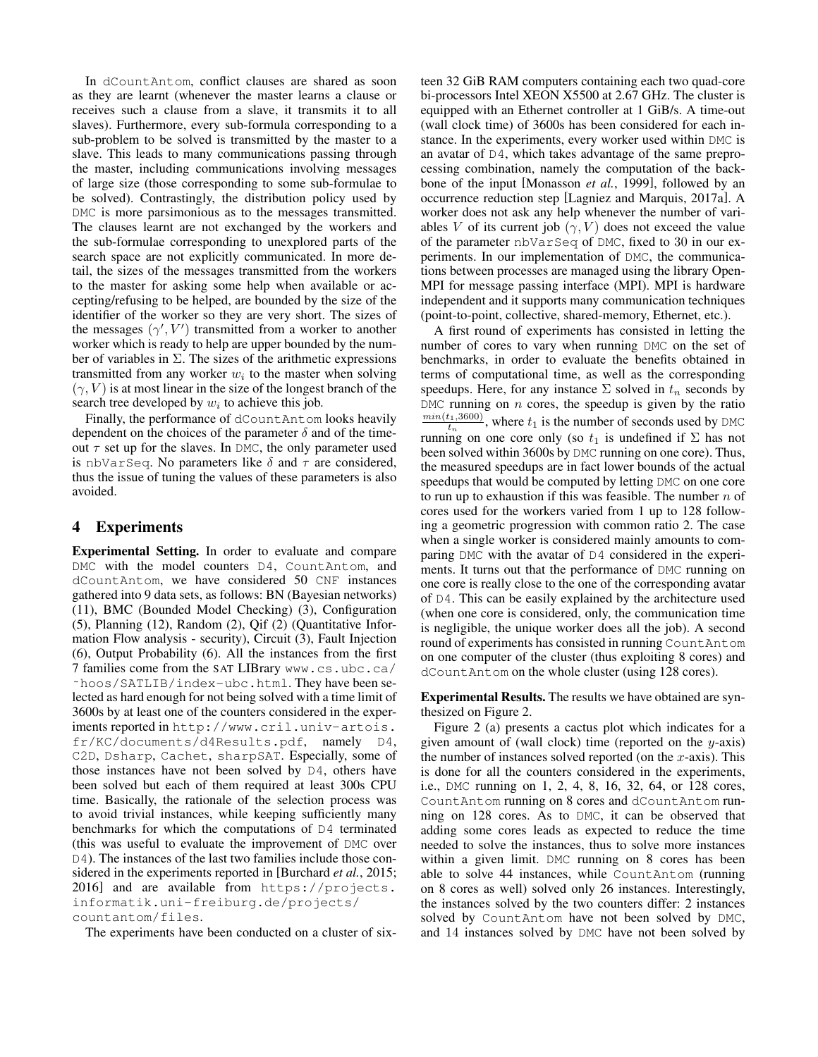In dCountAntom, conflict clauses are shared as soon as they are learnt (whenever the master learns a clause or receives such a clause from a slave, it transmits it to all slaves). Furthermore, every sub-formula corresponding to a sub-problem to be solved is transmitted by the master to a slave. This leads to many communications passing through the master, including communications involving messages of large size (those corresponding to some sub-formulae to be solved). Contrastingly, the distribution policy used by DMC is more parsimonious as to the messages transmitted. The clauses learnt are not exchanged by the workers and the sub-formulae corresponding to unexplored parts of the search space are not explicitly communicated. In more detail, the sizes of the messages transmitted from the workers to the master for asking some help when available or accepting/refusing to be helped, are bounded by the size of the identifier of the worker so they are very short. The sizes of the messages $(\gamma', V')$ transmitted from a worker to another worker which is ready to help are upper bounded by the number of variables in $\Sigma$. The sizes of the arithmetic expressions transmitted from any worker $w_i$ to the master when solving $(\gamma, V)$ is at most linear in the size of the longest branch of the search tree developed by $w_i$ to achieve this job.

Finally, the performance of dCountAntom looks heavily dependent on the choices of the parameter $\delta$ and of the time-out $\tau$ set up for the slaves. In DMC, the only parameter used is nbVarSeq. No parameters like $\delta$ and $\tau$ are considered, thus the issue of tuning the values of these parameters is also avoided.

## 4 Experiments

**Experimental Setting.** In order to evaluate and compare DMC with the model counters D4, CountAntom, and dCountAntom, we have considered 50 CNF instances gathered into 9 data sets, as follows: BN (Bayesian networks) (11), BMC (Bounded Model Checking) (3), Configuration (5), Planning (12), Random (2), Qif (2) (Quantitative Information Flow analysis - security), Circuit (3), Fault Injection (6), Output Probability (6). All the instances from the first 7 families come from the SAT LIBrary www.cs.ubc.ca/~hoos/SATLIB/index-ubc.html. They have been selected as hard enough for not being solved with a time limit of 3600s by at least one of the counters considered in the experiments reported in http://www.cril.univ-artois.fr/KC/documents/d4Results.pdf, namely D4, C2D, Dsharp, Cachet, sharpSAT. Especially, some of those instances have not been solved by D4, others have been solved but each of them required at least 300s CPU time. Basically, the rationale of the selection process was to avoid trivial instances, while keeping sufficiently many benchmarks for which the computations of D4 terminated (this was useful to evaluate the improvement of DMC over D4). The instances of the last two families include those considered in the experiments reported in [Burchard *et al.*, 2015; 2016] and are available from https://projects.informatik.uni-freiburg.de/projects/countantom/files.

The experiments have been conducted on a cluster of sixteen 32 GiB RAM computers containing each two quad-core bi-processors Intel XEON X5500 at 2.67 GHz. The cluster is equipped with an Ethernet controller at 1 GiB/s. A time-out (wall clock time) of 3600s has been considered for each instance. In the experiments, every worker used within DMC is an avatar of D4, which takes advantage of the same preprocessing combination, namely the computation of the backbone of the input [Monasson *et al.*, 1999], followed by an occurrence reduction step [Lagniez and Marquis, 2017a]. A worker does not ask any help whenever the number of variables $V$ of its current job $(\gamma, V)$ does not exceed the value of the parameter nbVarSeq of DMC, fixed to 30 in our experiments. In our implementation of DMC, the communications between processes are managed using the library OpenMPI for message passing interface (MPI). MPI is hardware independent and it supports many communication techniques (point-to-point, collective, shared-memory, Ethernet, etc.).

A first round of experiments has consisted in letting the number of cores to vary when running DMC on the set of benchmarks, in order to evaluate the benefits obtained in terms of computational time, as well as the corresponding speedups. Here, for any instance $\Sigma$ solved in $t_n$ seconds by DMC running on $n$ cores, the speedup is given by the ratio $\frac{min(t_1,3600)}{t_n}$, where $t_1$ is the number of seconds used by DMC running on one core only (so $t_1$ is undefined if $\Sigma$ has not been solved within 3600s by DMC running on one core). Thus, the measured speedups are in fact lower bounds of the actual speedups that would be computed by letting DMC on one core to run up to exhaustion if this was feasible. The number $n$ of cores used for the workers varied from 1 up to 128 following a geometric progression with common ratio 2. The case when a single worker is considered mainly amounts to comparing DMC with the avatar of D4 considered in the experiments. It turns out that the performance of DMC running on one core is really close to the one of the corresponding avatar of D4. This can be easily explained by the architecture used (when one core is considered, only, the communication time is negligible, the unique worker does all the job). A second round of experiments has consisted in running CountAntom on one computer of the cluster (thus exploiting 8 cores) and dCountAntom on the whole cluster (using 128 cores).

**Experimental Results.** The results we have obtained are synthesized on Figure 2.

Figure 2 (a) presents a cactus plot which indicates for a given amount of (wall clock) time (reported on the $y$-axis) the number of instances solved reported (on the $x$-axis). This is done for all the counters considered in the experiments, i.e., DMC running on 1, 2, 4, 8, 16, 32, 64, or 128 cores, CountAntom running on 8 cores and dCountAntom running on 128 cores. As to DMC, it can be observed that adding some cores leads as expected to reduce the time needed to solve the instances, thus to solve more instances within a given limit. DMC running on 8 cores has been able to solve 44 instances, while CountAntom (running on 8 cores as well) solved only 26 instances. Interestingly, the instances solved by the two counters differ: 2 instances solved by CountAntom have not been solved by DMC, and 14 instances solved by DMC have not been solved by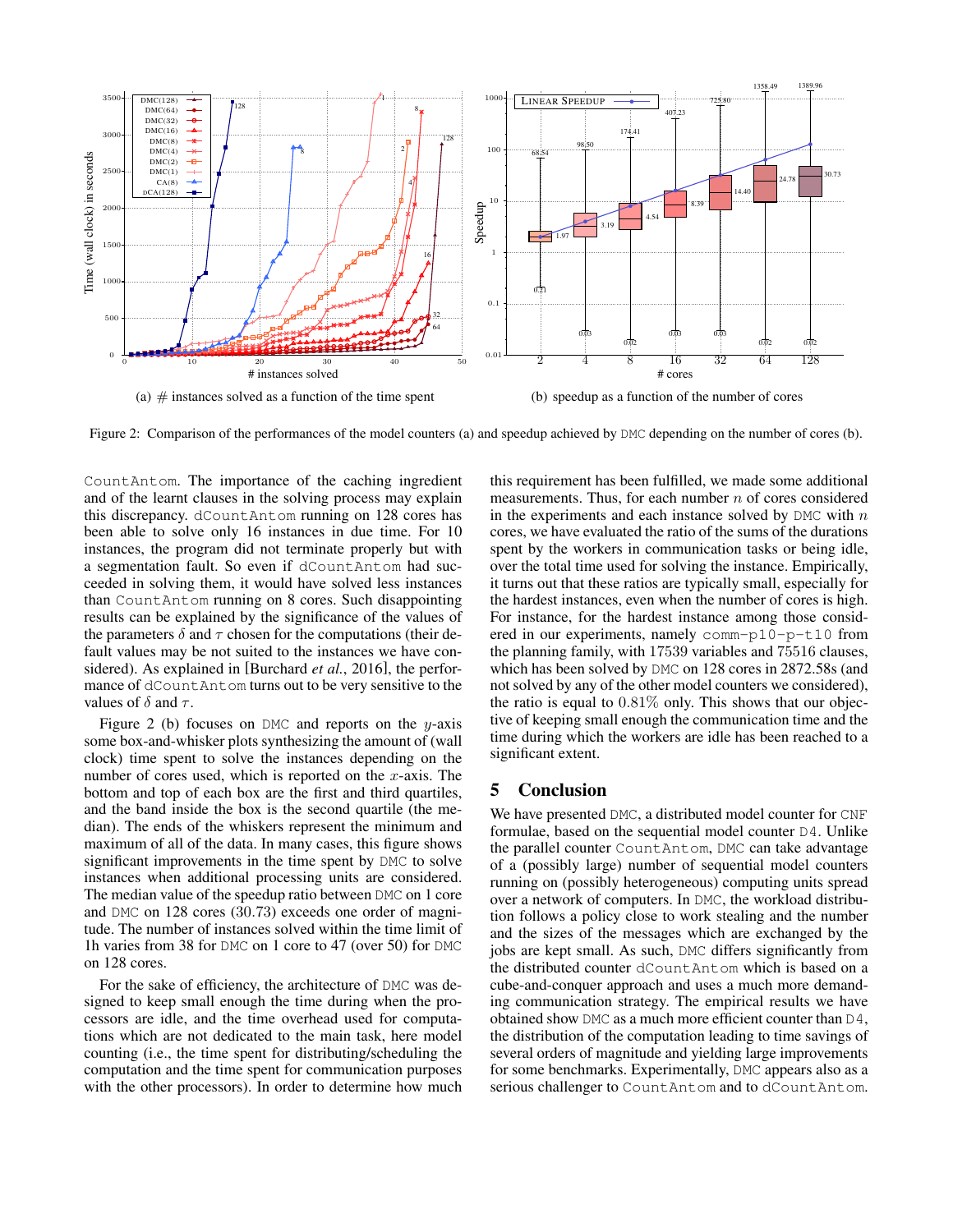(a) # instances solved as a function of the time spent

(b) speedup as a function of the number of cores

Figure 2: Comparison of the performances of the model counters (a) and speedup achieved by DMC depending on the number of cores (b).

CountAntom. The importance of the caching ingredient and of the learnt clauses in the solving process may explain this discrepancy. dCountAntom running on 128 cores has been able to solve only 16 instances in due time. For 10 instances, the program did not terminate properly but with a segmentation fault. So even if dCountAntom had succeeded in solving them, it would have solved less instances than CountAntom running on 8 cores. Such disappointing results can be explained by the significance of the values of the parameters $\delta$ and $\tau$ chosen for the computations (their default values may be not suited to the instances we have considered). As explained in [Burchard *et al.*, 2016], the performance of dCountAntom turns out to be very sensitive to the values of $\delta$ and $\tau$.

Figure 2 (b) focuses on DMC and reports on the $y$-axis some box-and-whisker plots synthesizing the amount of (wall clock) time spent to solve the instances depending on the number of cores used, which is reported on the $x$-axis. The bottom and top of each box are the first and third quartiles, and the band inside the box is the second quartile (the median). The ends of the whiskers represent the minimum and maximum of all of the data. In many cases, this figure shows significant improvements in the time spent by DMC to solve instances when additional processing units are considered. The median value of the speedup ratio between DMC on 1 core and DMC on 128 cores (30.73) exceeds one order of magnitude. The number of instances solved within the time limit of 1h varies from 38 for DMC on 1 core to 47 (over 50) for DMC on 128 cores.

For the sake of efficiency, the architecture of DMC was designed to keep small enough the time during when the processors are idle, and the time overhead used for computations which are not dedicated to the main task, here model counting (i.e., the time spent for distributing/scheduling the computation and the time spent for communication purposes with the other processors). In order to determine how much this requirement has been fulfilled, we made some additional measurements. Thus, for each number $n$ of cores considered in the experiments and each instance solved by DMC with $n$ cores, we have evaluated the ratio of the sums of the durations spent by the workers in communication tasks or being idle, over the total time used for solving the instance. Empirically, it turns out that these ratios are typically small, especially for the hardest instances, even when the number of cores is high. For instance, for the hardest instance among those considered in our experiments, namely comm-p10-p-t10 from the planning family, with 17539 variables and 75516 clauses, which has been solved by DMC on 128 cores in 2872.58s (and not solved by any of the other model counters we considered), the ratio is equal to 0.81% only. This shows that our objective of keeping small enough the communication time and the time during which the workers are idle has been reached to a significant extent.

## 5 Conclusion

We have presented DMC, a distributed model counter for CNF formulae, based on the sequential model counter D4. Unlike the parallel counter CountAntom, DMC can take advantage of a (possibly large) number of sequential model counters running on (possibly heterogeneous) computing units spread over a network of computers. In DMC, the workload distribution follows a policy close to work stealing and the number and the sizes of the messages which are exchanged by the jobs are kept small. As such, DMC differs significantly from the distributed counter dCountAntom which is based on a cube-and-conquer approach and uses a much more demanding communication strategy. The empirical results we have obtained show DMC as a much more efficient counter than D4, the distribution of the computation leading to time savings of several orders of magnitude and yielding large improvements for some benchmarks. Experimentally, DMC appears also as a serious challenger to CountAntom and to dCountAntom.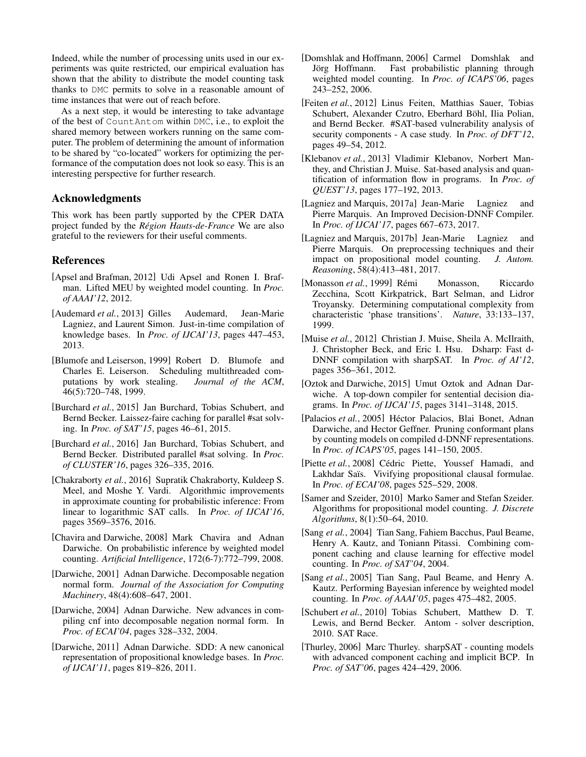Indeed, while the number of processing units used in our experiments was quite restricted, our empirical evaluation has shown that the ability to distribute the model counting task thanks to DMC permits to solve in a reasonable amount of time instances that were out of reach before.

As a next step, it would be interesting to take advantage of the best of CountAntom within DMC, i.e., to exploit the shared memory between workers running on the same computer. The problem of determining the amount of information to be shared by "co-located" workers for optimizing the performance of the computation does not look so easy. This is an interesting perspective for further research.

## Acknowledgments

This work has been partly supported by the CPER DATA project funded by the *Région Hauts-de-France* We are also grateful to the reviewers for their useful comments.

## References

[Apsel and Brafman, 2012] Udi Apsel and Ronen I. Brafman. Lifted MEU by weighted model counting. In *Proc. of AAAI'12*, 2012.

[Audemard *et al.*, 2013] Gilles Audemard, Jean-Marie Lagniez, and Laurent Simon. Just-in-time compilation of knowledge bases. In *Proc. of IJCAI'13*, pages 447–453, 2013.

[Blumofe and Leiserson, 1999] Robert D. Blumofe and Charles E. Leiserson. Scheduling multithreaded computations by work stealing. *Journal of the ACM*, 46(5):720–748, 1999.

[Burchard *et al.*, 2015] Jan Burchard, Tobias Schubert, and Bernd Becker. Laissez-faire caching for parallel #sat solving. In *Proc. of SAT'15*, pages 46–61, 2015.

[Burchard *et al.*, 2016] Jan Burchard, Tobias Schubert, and Bernd Becker. Distributed parallel #sat solving. In *Proc. of CLUSTER'16*, pages 326–335, 2016.

[Chakraborty *et al.*, 2016] Supratik Chakraborty, Kuldeep S. Meel, and Moshe Y. Vardi. Algorithmic improvements in approximate counting for probabilistic inference: From linear to logarithmic SAT calls. In *Proc. of IJCAI'16*, pages 3569–3576, 2016.

[Chavira and Darwiche, 2008] Mark Chavira and Adnan Darwiche. On probabilistic inference by weighted model counting. *Artificial Intelligence*, 172(6-7):772–799, 2008.

[Darwiche, 2001] Adnan Darwiche. Decomposable negation normal form. *Journal of the Association for Computing Machinery*, 48(4):608–647, 2001.

[Darwiche, 2004] Adnan Darwiche. New advances in compiling cnf into decomposable negation normal form. In *Proc. of ECAI'04*, pages 328–332, 2004.

[Darwiche, 2011] Adnan Darwiche. SDD: A new canonical representation of propositional knowledge bases. In *Proc. of IJCAI'11*, pages 819–826, 2011.

[Domshlak and Hoffmann, 2006] Carmel Domshlak and Jörg Hoffmann. Fast probabilistic planning through weighted model counting. In *Proc. of ICAPS'06*, pages 243–252, 2006.

[Feiten *et al.*, 2012] Linus Feiten, Matthias Sauer, Tobias Schubert, Alexander Czutro, Eberhard Böhl, Ilia Polian, and Bernd Becker. #SAT-based vulnerability analysis of security components - A case study. In *Proc. of DFT'12*, pages 49–54, 2012.

[Klebanov *et al.*, 2013] Vladimir Klebanov, Norbert Manthey, and Christian J. Muise. Sat-based analysis and quantification of information flow in programs. In *Proc. of QUEST'13*, pages 177–192, 2013.

[Lagniez and Marquis, 2017a] Jean-Marie Lagniez and Pierre Marquis. An Improved Decision-DNNF Compiler. In *Proc. of IJCAI'17*, pages 667–673, 2017.

[Lagniez and Marquis, 2017b] Jean-Marie Lagniez and Pierre Marquis. On preprocessing techniques and their impact on propositional model counting. *J. Autom. Reasoning*, 58(4):413–481, 2017.

[Monasson *et al.*, 1999] Rémi Monasson, Riccardo Zecchina, Scott Kirkpatrick, Bart Selman, and Lidror Troyansky. Determining computational complexity from characteristic 'phase transitions'. *Nature*, 33:133–137, 1999.

[Muise *et al.*, 2012] Christian J. Muise, Sheila A. McIlraith, J. Christopher Beck, and Eric I. Hsu. Dsharp: Fast d-DNNF compilation with sharpSAT. In *Proc. of AI'12*, pages 356–361, 2012.

[Oztok and Darwiche, 2015] Umut Oztok and Adnan Darwiche. A top-down compiler for sentential decision diagrams. In *Proc. of IJCAI'15*, pages 3141–3148, 2015.

[Palacios *et al.*, 2005] Héctor Palacios, Blai Bonet, Adnan Darwiche, and Hector Geffner. Pruning conformant plans by counting models on compiled d-DNNF representations. In *Proc. of ICAPS'05*, pages 141–150, 2005.

[Piette *et al.*, 2008] Cédric Piette, Youssef Hamadi, and Lakhdar Saïs. Vivifying propositional clausal formulae. In *Proc. of ECAI'08*, pages 525–529, 2008.

[Samer and Szeider, 2010] Marko Samer and Stefan Szeider. Algorithms for propositional model counting. *J. Discrete Algorithms*, 8(1):50–64, 2010.

[Sang *et al.*, 2004] Tian Sang, Fahiem Bacchus, Paul Beame, Henry A. Kautz, and Toniann Pitassi. Combining component caching and clause learning for effective model counting. In *Proc. of SAT'04*, 2004.

[Sang *et al.*, 2005] Tian Sang, Paul Beame, and Henry A. Kautz. Performing Bayesian inference by weighted model counting. In *Proc. of AAAI'05*, pages 475–482, 2005.

[Schubert *et al.*, 2010] Tobias Schubert, Matthew D. T. Lewis, and Bernd Becker. Antom - solver description, 2010. SAT Race.

[Thurley, 2006] Marc Thurley. sharpSAT - counting models with advanced component caching and implicit BCP. In *Proc. of SAT'06*, pages 424–429, 2006.